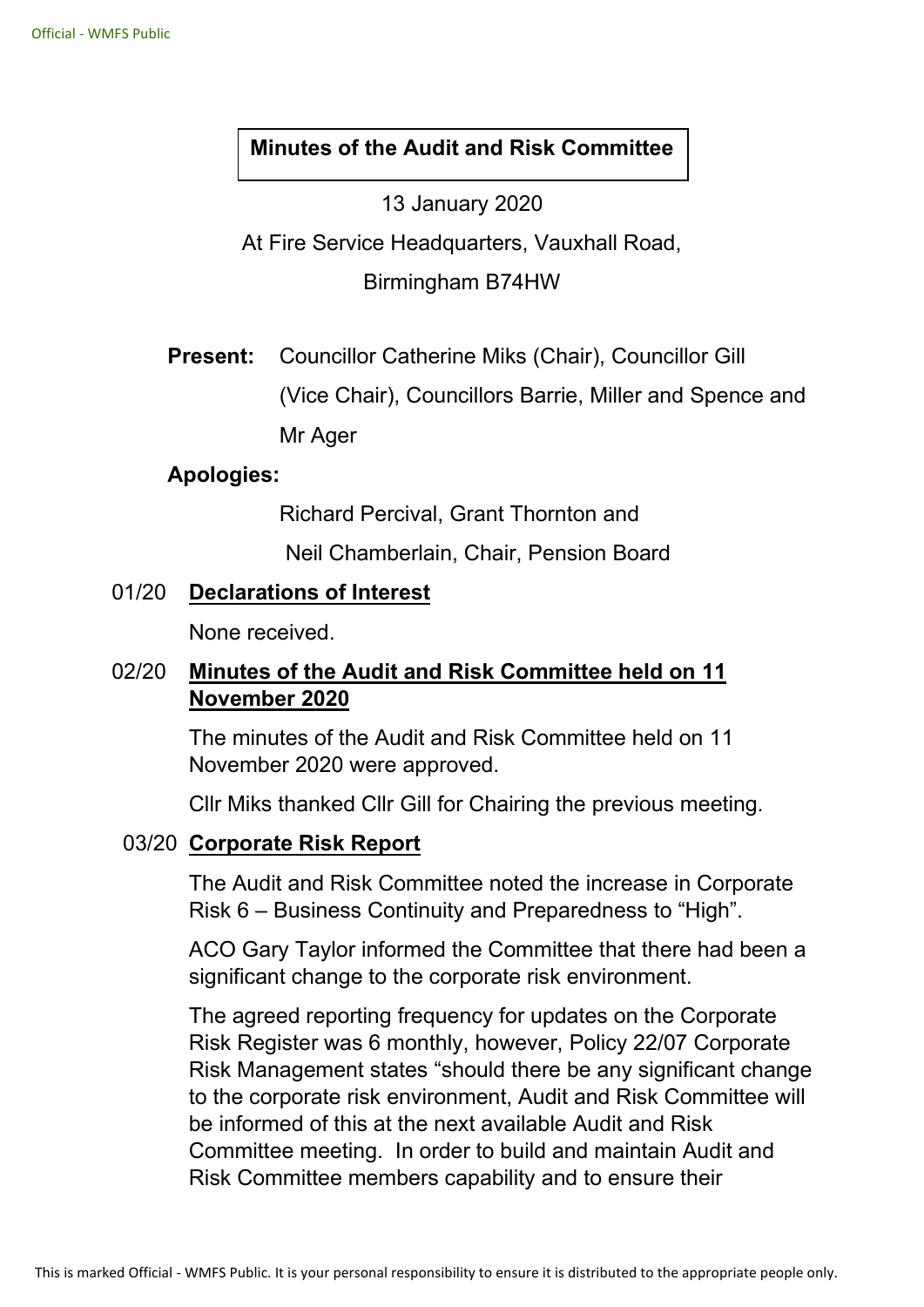# Minutes of the Audit and Risk Committee

13 January 2020

At Fire Service Headquarters, Vauxhall Road,

Birmingham B74HW

**Present:** Councillor Catherine Miks (Chair), Councillor Gill (Vice Chair), Councillors Barrie, Miller and Spence and Mr Ager

**Apologies:**

Richard Percival, Grant Thornton and

Neil Chamberlain, Chair, Pension Board

## 01/20 Declarations of Interest

None received.

## 02/20 Minutes of the Audit and Risk Committee held on 11 November 2020

The minutes of the Audit and Risk Committee held on 11 November 2020 were approved.

Cllr Miks thanked Cllr Gill for Chairing the previous meeting.

## 03/20 Corporate Risk Report

The Audit and Risk Committee noted the increase in Corporate Risk 6 – Business Continuity and Preparedness to "High".

ACO Gary Taylor informed the Committee that there had been a significant change to the corporate risk environment.

The agreed reporting frequency for updates on the Corporate Risk Register was 6 monthly, however, Policy 22/07 Corporate Risk Management states "should there be any significant change to the corporate risk environment, Audit and Risk Committee will be informed of this at the next available Audit and Risk Committee meeting. In order to build and maintain Audit and Risk Committee members capability and to ensure their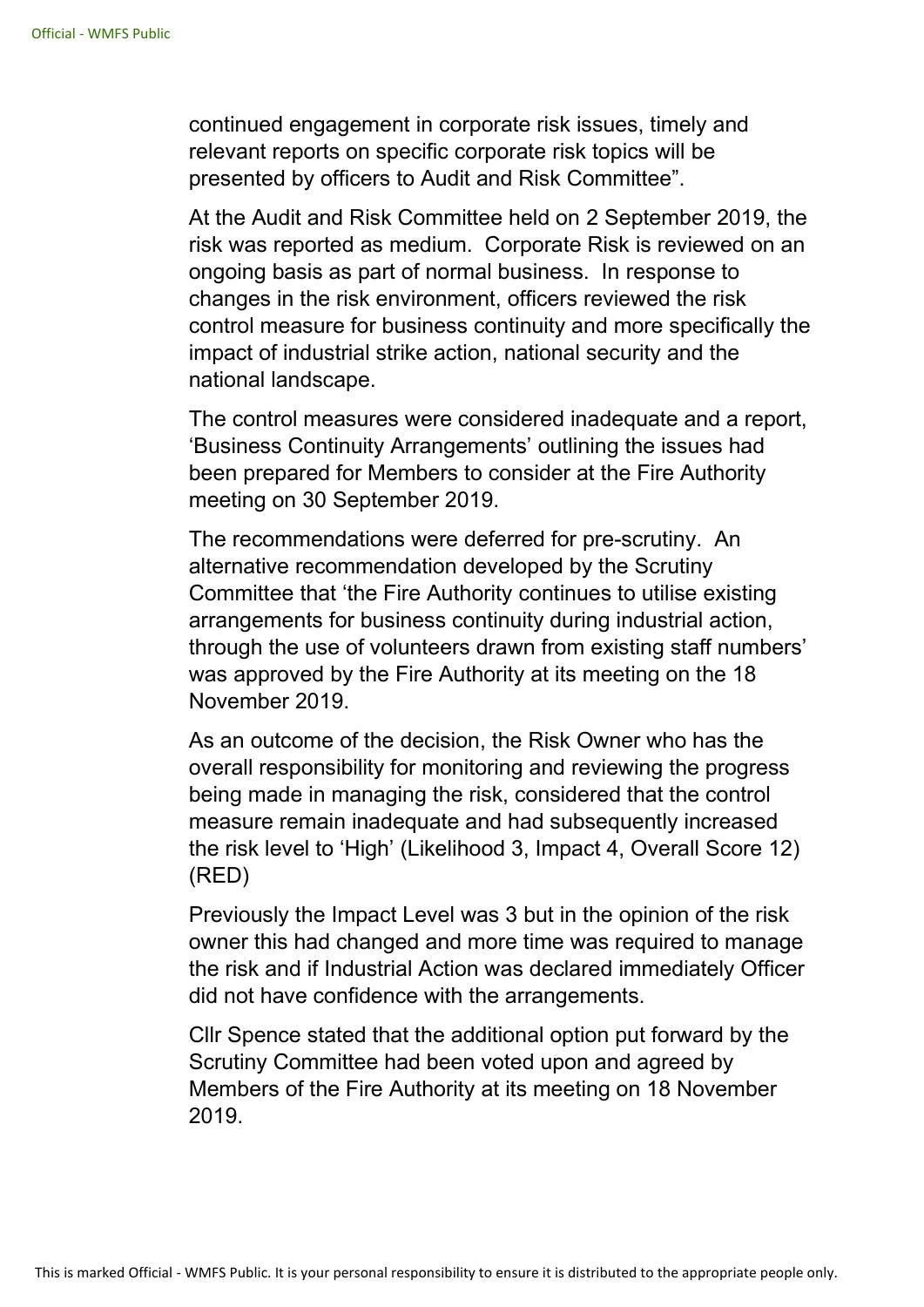continued engagement in corporate risk issues, timely and relevant reports on specific corporate risk topics will be presented by officers to Audit and Risk Committee".

At the Audit and Risk Committee held on 2 September 2019, the risk was reported as medium. Corporate Risk is reviewed on an ongoing basis as part of normal business. In response to changes in the risk environment, officers reviewed the risk control measure for business continuity and more specifically the impact of industrial strike action, national security and the national landscape.

The control measures were considered inadequate and a report, 'Business Continuity Arrangements' outlining the issues had been prepared for Members to consider at the Fire Authority meeting on 30 September 2019.

The recommendations were deferred for pre-scrutiny. An alternative recommendation developed by the Scrutiny Committee that 'the Fire Authority continues to utilise existing arrangements for business continuity during industrial action, through the use of volunteers drawn from existing staff numbers' was approved by the Fire Authority at its meeting on the 18 November 2019.

As an outcome of the decision, the Risk Owner who has the overall responsibility for monitoring and reviewing the progress being made in managing the risk, considered that the control measure remain inadequate and had subsequently increased the risk level to 'High' (Likelihood 3, Impact 4, Overall Score 12) (RED)

Previously the Impact Level was 3 but in the opinion of the risk owner this had changed and more time was required to manage the risk and if Industrial Action was declared immediately Officer did not have confidence with the arrangements.

Cllr Spence stated that the additional option put forward by the Scrutiny Committee had been voted upon and agreed by Members of the Fire Authority at its meeting on 18 November 2019.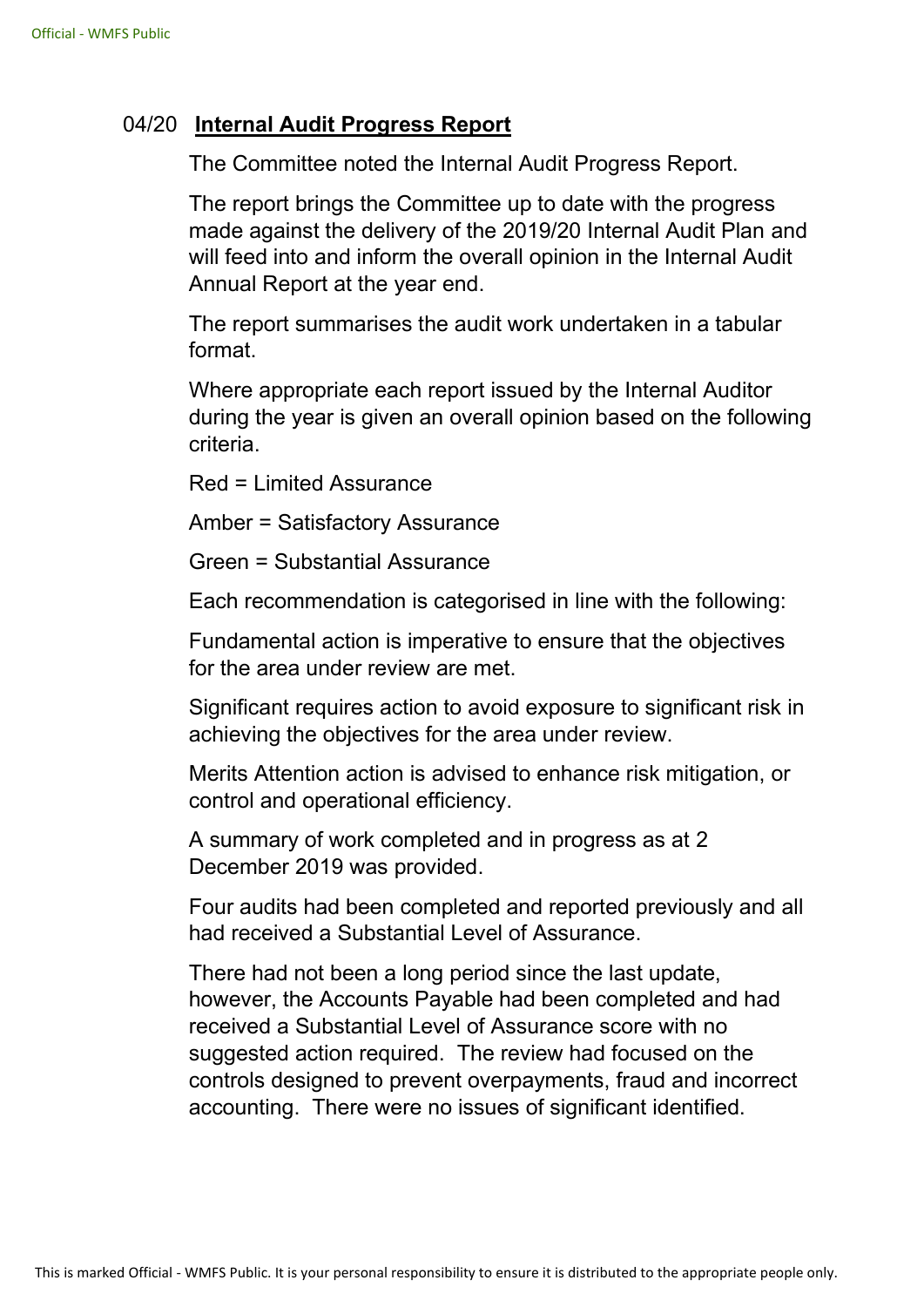04/20 **Internal Audit Progress Report**

The Committee noted the Internal Audit Progress Report.

The report brings the Committee up to date with the progress made against the delivery of the 2019/20 Internal Audit Plan and will feed into and inform the overall opinion in the Internal Audit Annual Report at the year end.

The report summarises the audit work undertaken in a tabular format.

Where appropriate each report issued by the Internal Auditor during the year is given an overall opinion based on the following criteria.

Red = Limited Assurance

Amber = Satisfactory Assurance

Green = Substantial Assurance

Each recommendation is categorised in line with the following:

Fundamental action is imperative to ensure that the objectives for the area under review are met.

Significant requires action to avoid exposure to significant risk in achieving the objectives for the area under review.

Merits Attention action is advised to enhance risk mitigation, or control and operational efficiency.

A summary of work completed and in progress as at 2 December 2019 was provided.

Four audits had been completed and reported previously and all had received a Substantial Level of Assurance.

There had not been a long period since the last update, however, the Accounts Payable had been completed and had received a Substantial Level of Assurance score with no suggested action required. The review had focused on the controls designed to prevent overpayments, fraud and incorrect accounting. There were no issues of significant identified.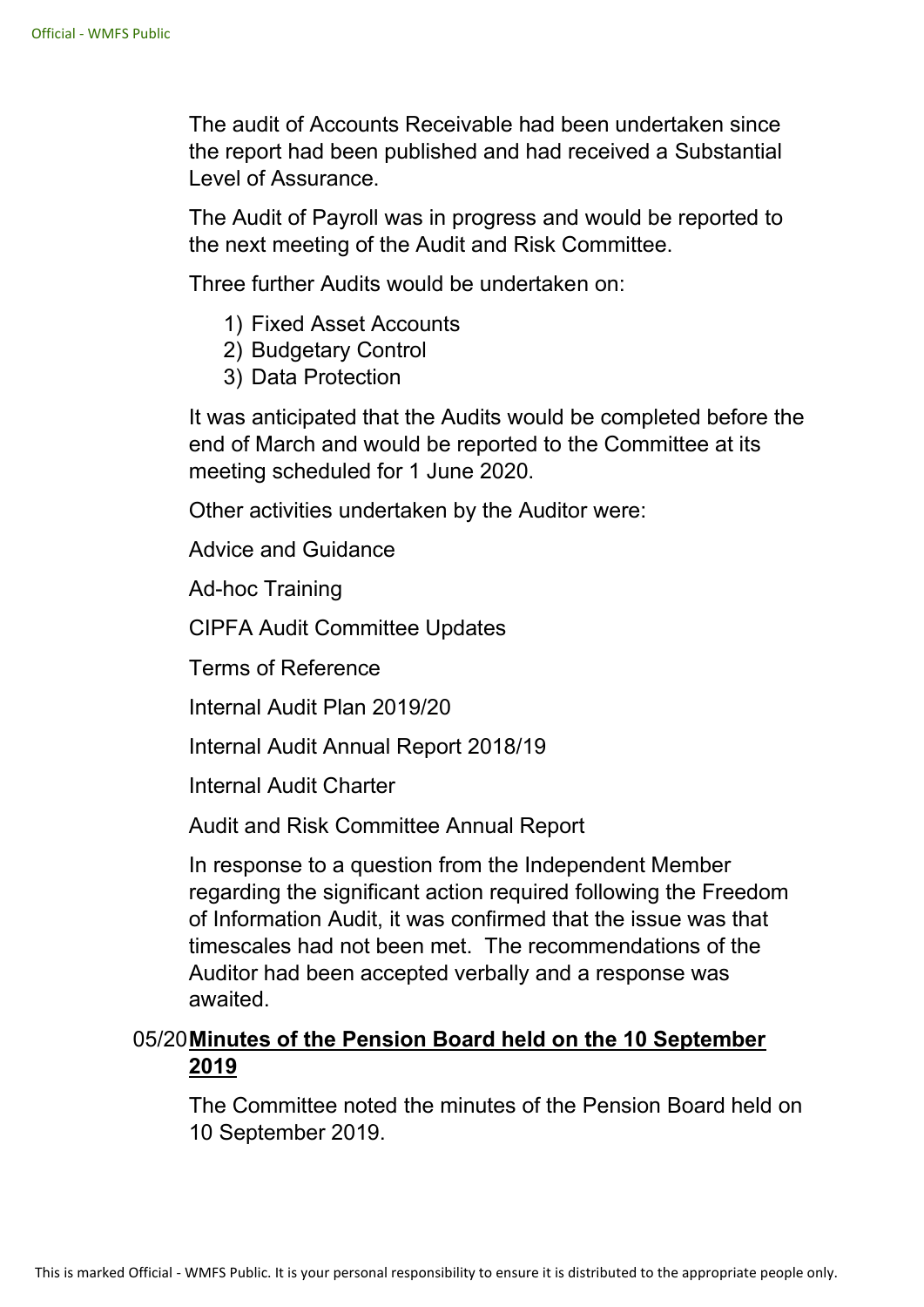The audit of Accounts Receivable had been undertaken since the report had been published and had received a Substantial Level of Assurance.

The Audit of Payroll was in progress and would be reported to the next meeting of the Audit and Risk Committee.

Three further Audits would be undertaken on:

1) Fixed Asset Accounts
2) Budgetary Control
3) Data Protection

It was anticipated that the Audits would be completed before the end of March and would be reported to the Committee at its meeting scheduled for 1 June 2020.

Other activities undertaken by the Auditor were:

Advice and Guidance

Ad-hoc Training

CIPFA Audit Committee Updates

Terms of Reference

Internal Audit Plan 2019/20

Internal Audit Annual Report 2018/19

Internal Audit Charter

Audit and Risk Committee Annual Report

In response to a question from the Independent Member regarding the significant action required following the Freedom of Information Audit, it was confirmed that the issue was that timescales had not been met. The recommendations of the Auditor had been accepted verbally and a response was awaited.

## 05/20 **Minutes of the Pension Board held on the 10 September 2019**

The Committee noted the minutes of the Pension Board held on 10 September 2019.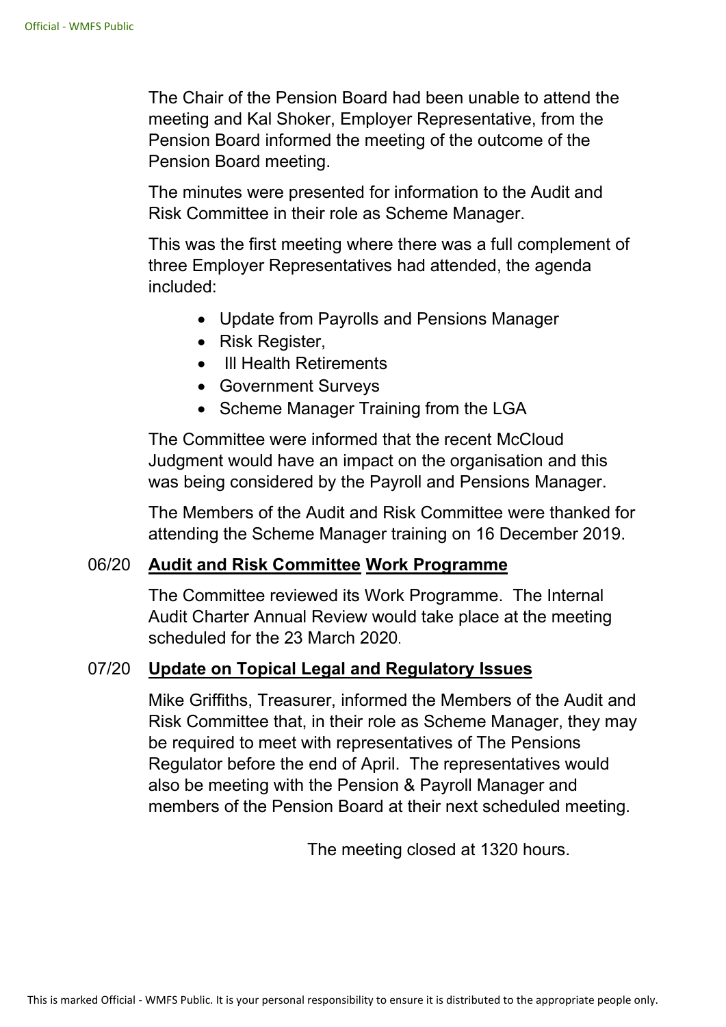The Chair of the Pension Board had been unable to attend the meeting and Kal Shoker, Employer Representative, from the Pension Board informed the meeting of the outcome of the Pension Board meeting.

The minutes were presented for information to the Audit and Risk Committee in their role as Scheme Manager.

This was the first meeting where there was a full complement of three Employer Representatives had attended, the agenda included:

- Update from Payrolls and Pensions Manager
- Risk Register,
- Ill Health Retirements
- Government Surveys
- Scheme Manager Training from the LGA

The Committee were informed that the recent McCloud Judgment would have an impact on the organisation and this was being considered by the Payroll and Pensions Manager.

The Members of the Audit and Risk Committee were thanked for attending the Scheme Manager training on 16 December 2019.

## 06/20 **Audit and Risk Committee Work Programme**

The Committee reviewed its Work Programme. The Internal Audit Charter Annual Review would take place at the meeting scheduled for the 23 March 2020.

## 07/20 **Update on Topical Legal and Regulatory Issues**

Mike Griffiths, Treasurer, informed the Members of the Audit and Risk Committee that, in their role as Scheme Manager, they may be required to meet with representatives of The Pensions Regulator before the end of April. The representatives would also be meeting with the Pension & Payroll Manager and members of the Pension Board at their next scheduled meeting.

The meeting closed at 1320 hours.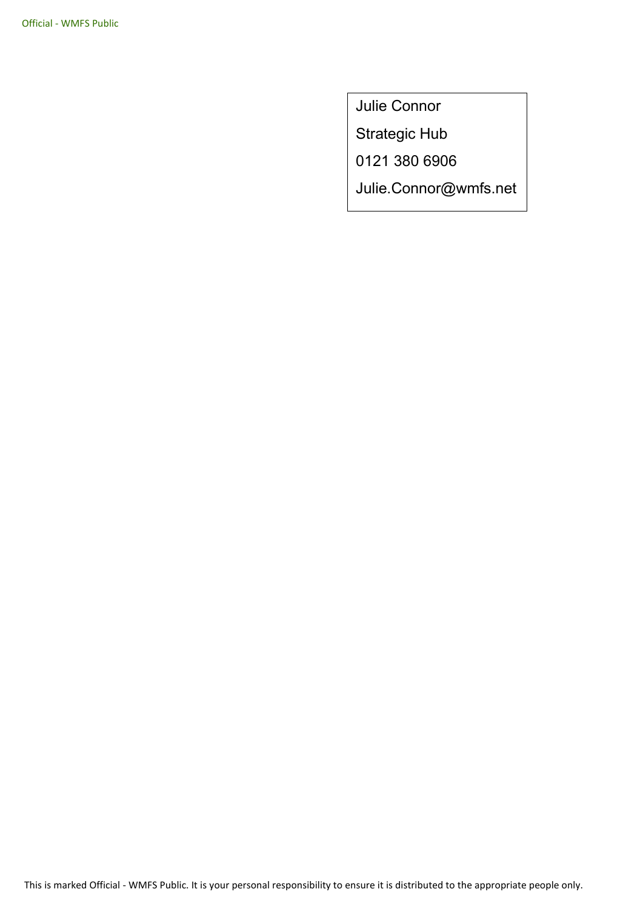Julie Connor

Strategic Hub

0121 380 6906

Julie.Connor@wmfs.net